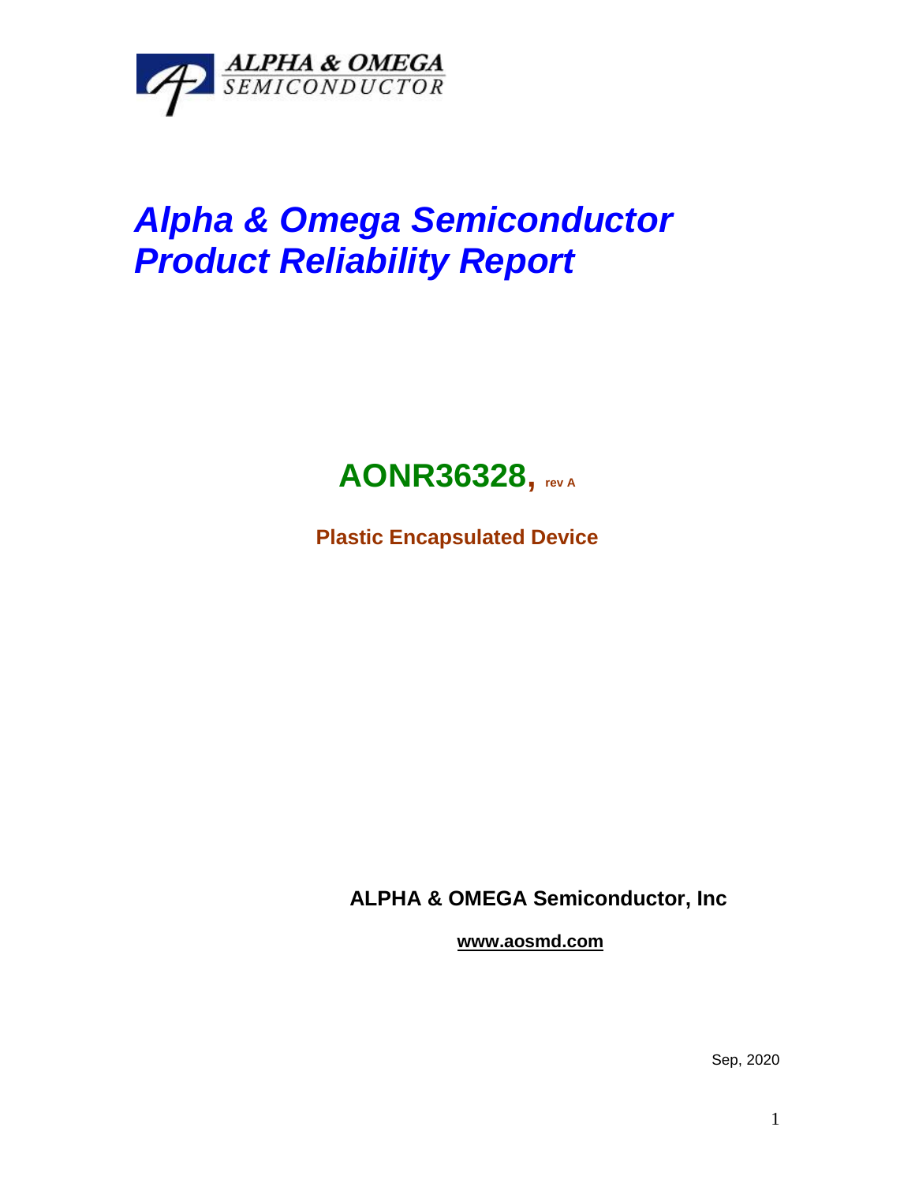ALPHA & OMEGA
SEMICONDUCTOR

# Alpha & Omega Semiconductor Product Reliability Report

## AONR36328, rev A

**Plastic Encapsulated Device**

**ALPHA & OMEGA Semiconductor, Inc**

**www.aosmd.com**

Sep, 2020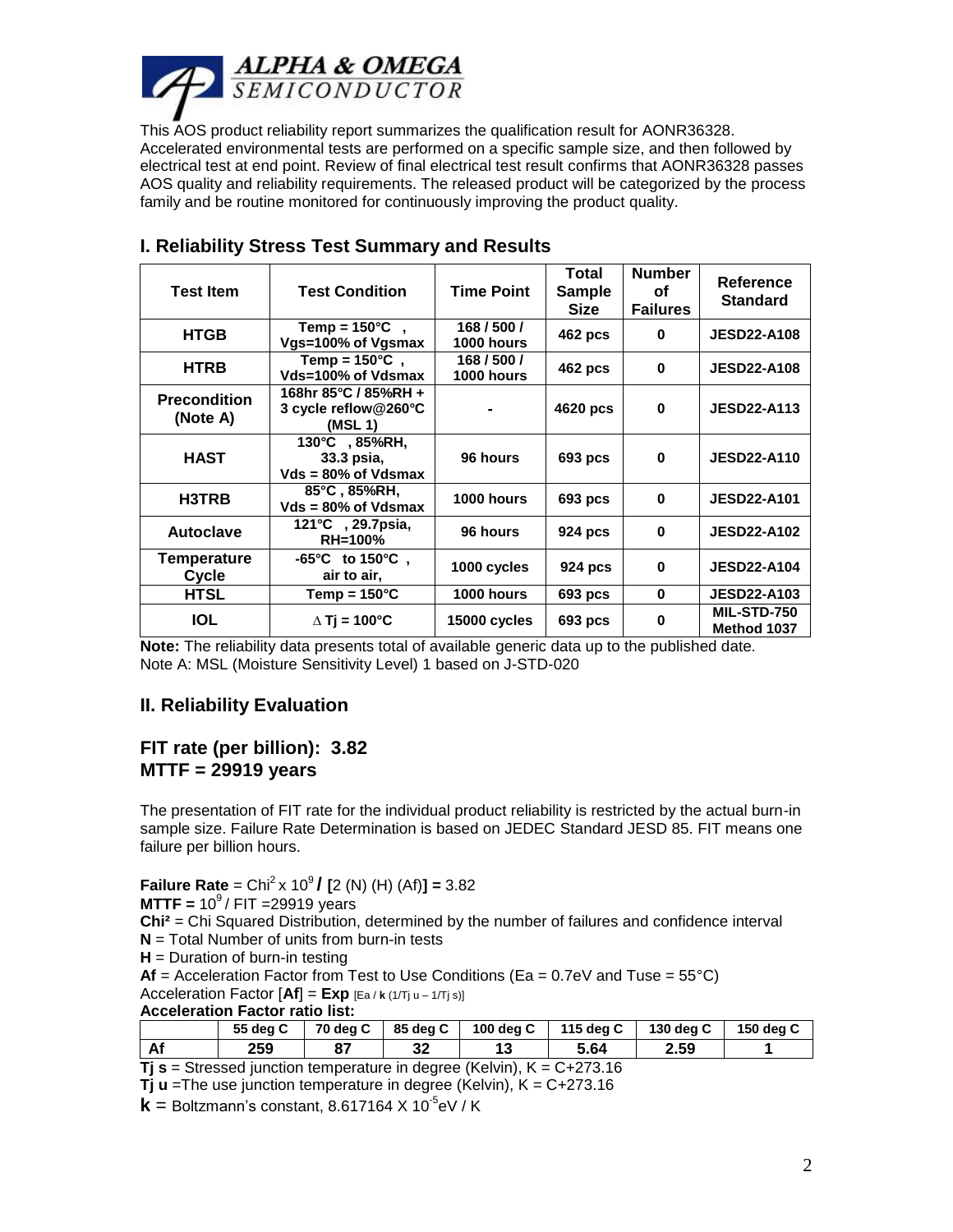ALPHA & OMEGA SEMICONDUCTOR

This AOS product reliability report summarizes the qualification result for AONR36328. Accelerated environmental tests are performed on a specific sample size, and then followed by electrical test at end point. Review of final electrical test result confirms that AONR36328 passes AOS quality and reliability requirements. The released product will be categorized by the process family and be routine monitored for continuously improving the product quality.

## I. Reliability Stress Test Summary and Results

| Test Item | Test Condition | Time Point | Total Sample Size | Number of Failures | Reference Standard |
|---|---|---|---|---|---|
| HTGB | Temp = 150°C , Vgs=100% of Vgsmax | 168 / 500 / 1000 hours | 462 pcs | 0 | JESD22-A108 |
| HTRB | Temp = 150°C , Vds=100% of Vdsmax | 168 / 500 / 1000 hours | 462 pcs | 0 | JESD22-A108 |
| Precondition (Note A) | 168hr 85°C / 85%RH + 3 cycle reflow@260°C (MSL 1) | - | 4620 pcs | 0 | JESD22-A113 |
| HAST | 130°C , 85%RH, 33.3 psia, Vds = 80% of Vdsmax | 96 hours | 693 pcs | 0 | JESD22-A110 |
| H3TRB | 85°C , 85%RH, Vds = 80% of Vdsmax | 1000 hours | 693 pcs | 0 | JESD22-A101 |
| Autoclave | 121°C , 29.7psia, RH=100% | 96 hours | 924 pcs | 0 | JESD22-A102 |
| Temperature Cycle | -65°C to 150°C , air to air, | 1000 cycles | 924 pcs | 0 | JESD22-A104 |
| HTSL | Temp = 150°C | 1000 hours | 693 pcs | 0 | JESD22-A103 |
| IOL | $\Delta$ Tj = 100°C | 15000 cycles | 693 pcs | 0 | MIL-STD-750 Method 1037 |

**Note:** The reliability data presents total of available generic data up to the published date.
Note A: MSL (Moisture Sensitivity Level) 1 based on J-STD-020

## II. Reliability Evaluation

### FIT rate (per billion): 3.82
### MTTF = 29919 years

The presentation of FIT rate for the individual product reliability is restricted by the actual burn-in sample size. Failure Rate Determination is based on JEDEC Standard JESD 85. FIT means one failure per billion hours.

**Failure Rate** = $\text{Chi}^2 \times 10^9$ **/ [**2 (N) (H) (Af)**] =** 3.82
**MTTF =** $10^9$ / FIT =29919 years
**Chi²** = Chi Squared Distribution, determined by the number of failures and confidence interval
**N** = Total Number of units from burn-in tests
**H** = Duration of burn-in testing
**Af** = Acceleration Factor from Test to Use Conditions (Ea = 0.7eV and Tuse = 55°C)
Acceleration Factor [**Af**] = **Exp** [Ea / **k** (1/Tj u – 1/Tj s)]
**Acceleration Factor ratio list:**

| | 55 deg C | 70 deg C | 85 deg C | 100 deg C | 115 deg C | 130 deg C | 150 deg C |
|---|---|---|---|---|---|---|---|
| Af | 259 | 87 | 32 | 13 | 5.64 | 2.59 | 1 |

**Tj s** = Stressed junction temperature in degree (Kelvin), K = C+273.16
**Tj u** =The use junction temperature in degree (Kelvin), K = C+273.16
**k** = Boltzmann's constant, $8.617164 \times 10^{-5}$eV / K